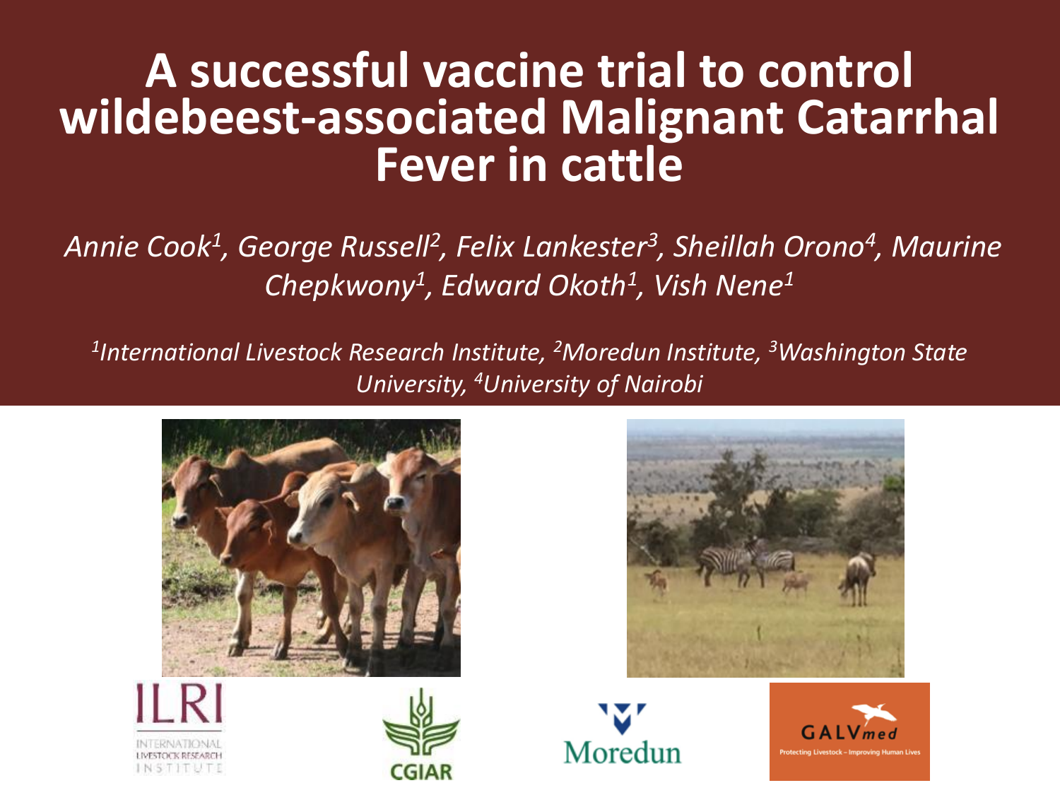# A successful vaccine trial to control wildebeest-associated Malignant Catarrhal Fever in cattle

*Annie Cook[1], George Russell[2], Felix Lankester[3], Sheillah Orono[4], Maurine Chepkwony[1], Edward Okoth[1], Vish Nene[1]*

*[1]International Livestock Research Institute, [2]Moredun Institute, [3]Washington State University, [4]University of Nairobi*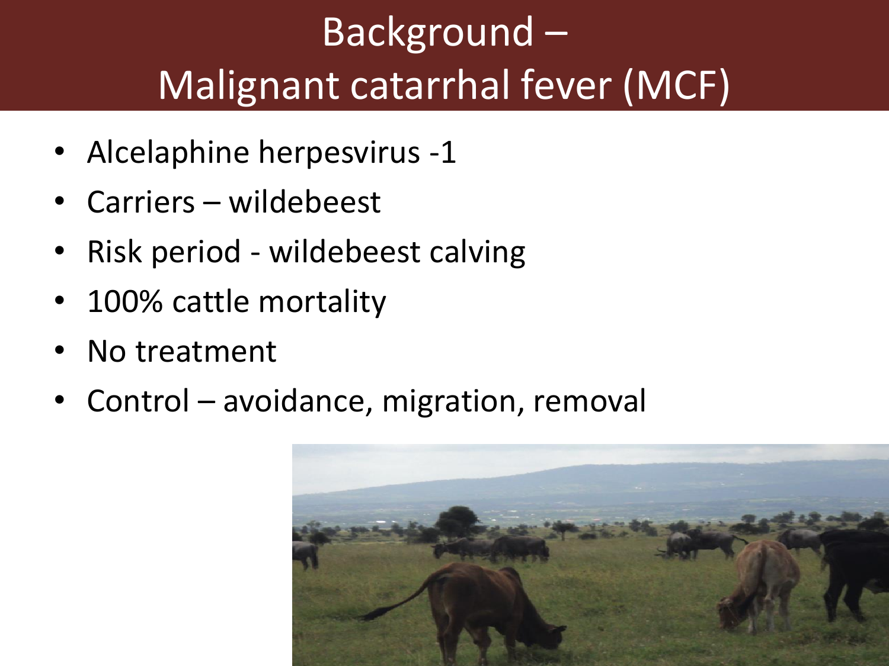# Background – Malignant catarrhal fever (MCF)

- Alcelaphine herpesvirus -1
- Carriers – wildebeest
- Risk period - wildebeest calving
- 100% cattle mortality
- No treatment
- Control – avoidance, migration, removal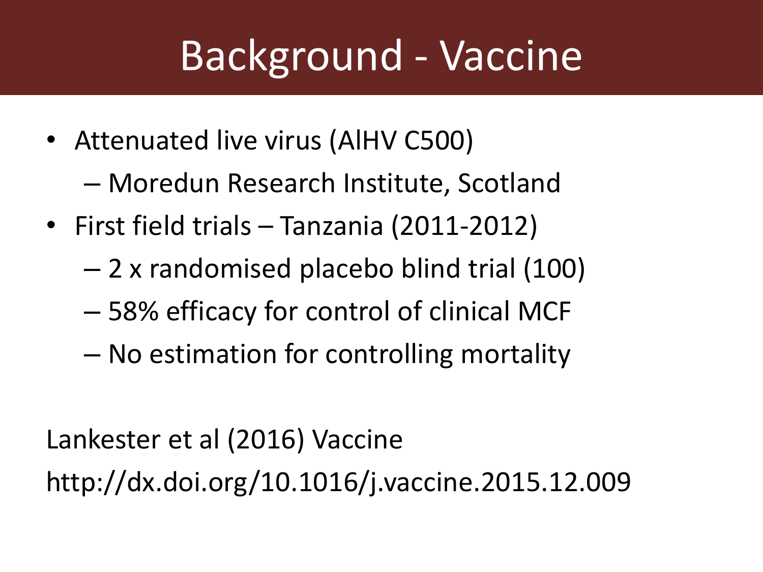# Background - Vaccine

- Attenuated live virus (AlHV C500)
  - Moredun Research Institute, Scotland
- First field trials – Tanzania (2011-2012)
  - 2 x randomised placebo blind trial (100)
  - 58% efficacy for control of clinical MCF
  - No estimation for controlling mortality

Lankester et al (2016) Vaccine

http://dx.doi.org/10.1016/j.vaccine.2015.12.009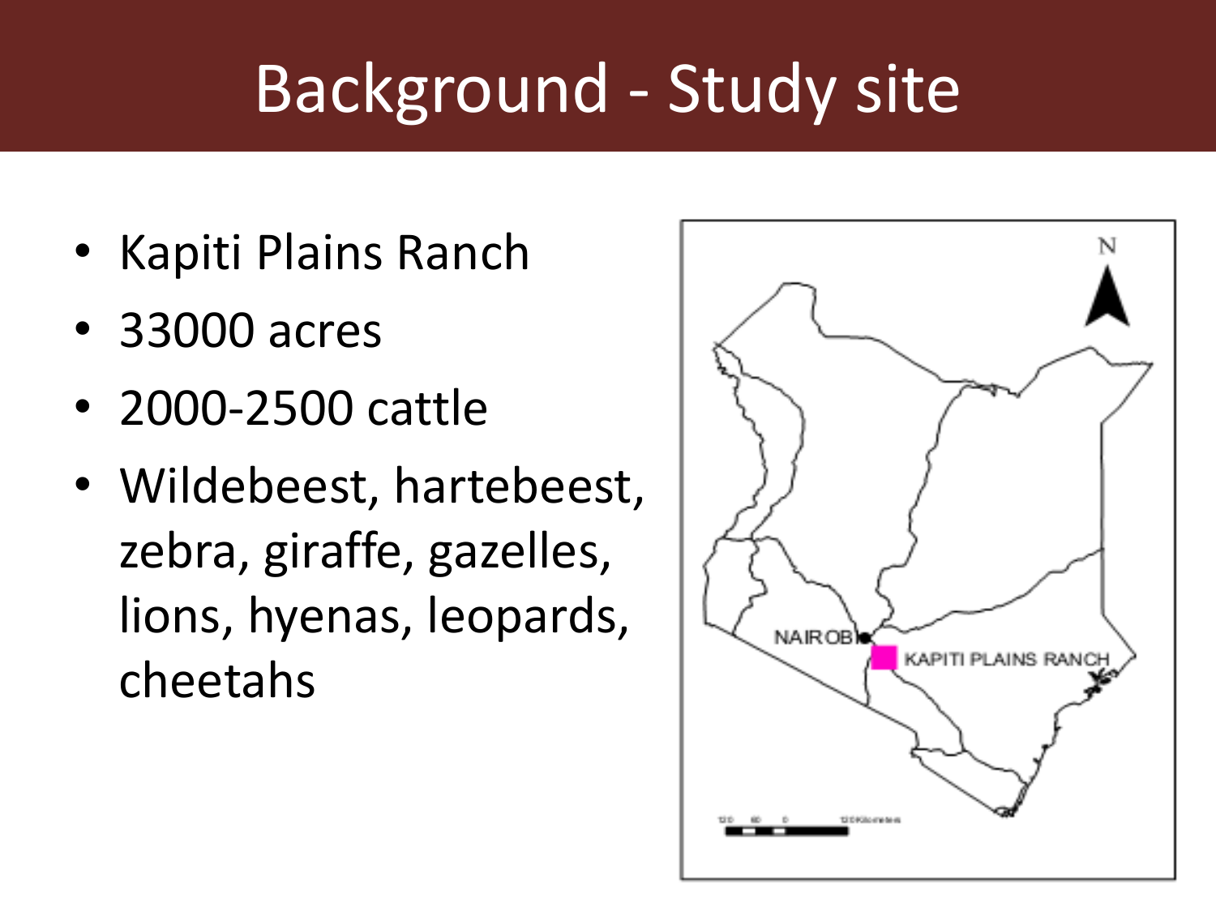# Background - Study site

- Kapiti Plains Ranch
- 33000 acres
- 2000-2500 cattle
- Wildebeest, hartebeest, zebra, giraffe, gazelles, lions, hyenas, leopards, cheetahs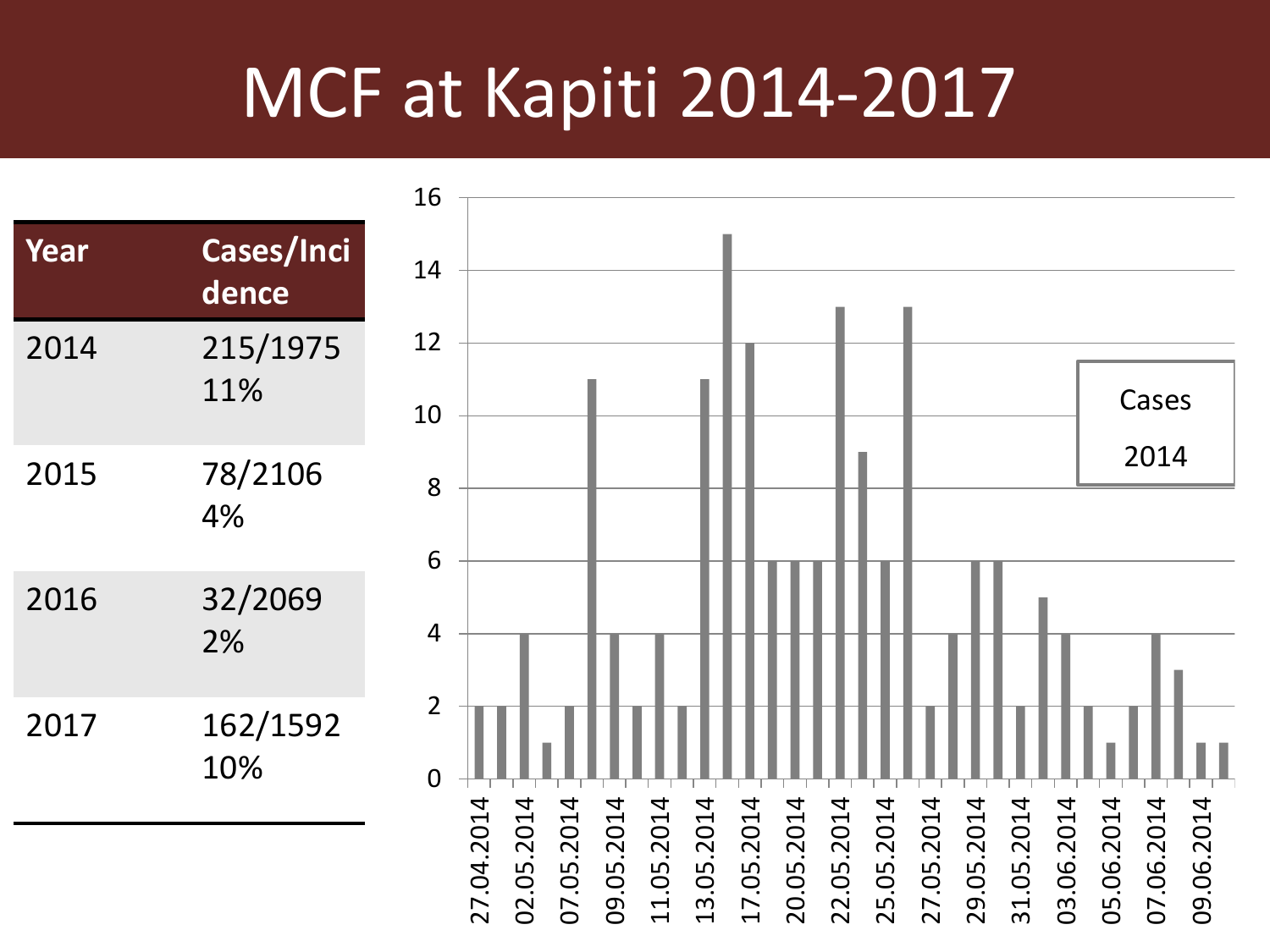# MCF at Kapiti 2014-2017

| Year | Cases/Incidence |
|---|---|
| 2014 | 215/1975 11% |
| 2015 | 78/2106 4% |
| 2016 | 32/2069 2% |
| 2017 | 162/1592 10% |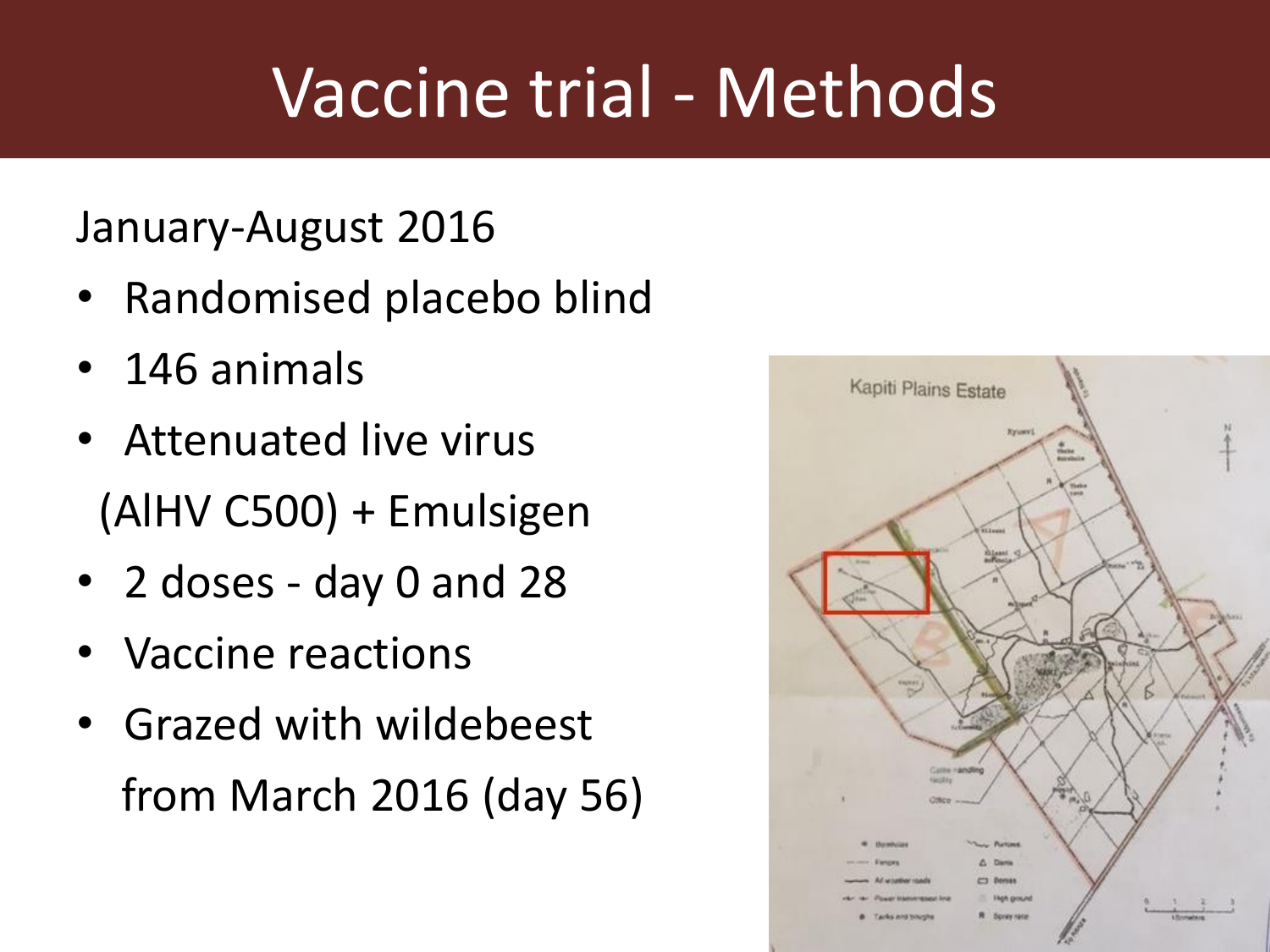# Vaccine trial - Methods

January-August 2016

- Randomised placebo blind
- 146 animals
- Attenuated live virus (AlHV C500) + Emulsigen
- 2 doses - day 0 and 28
- Vaccine reactions
- Grazed with wildebeest from March 2016 (day 56)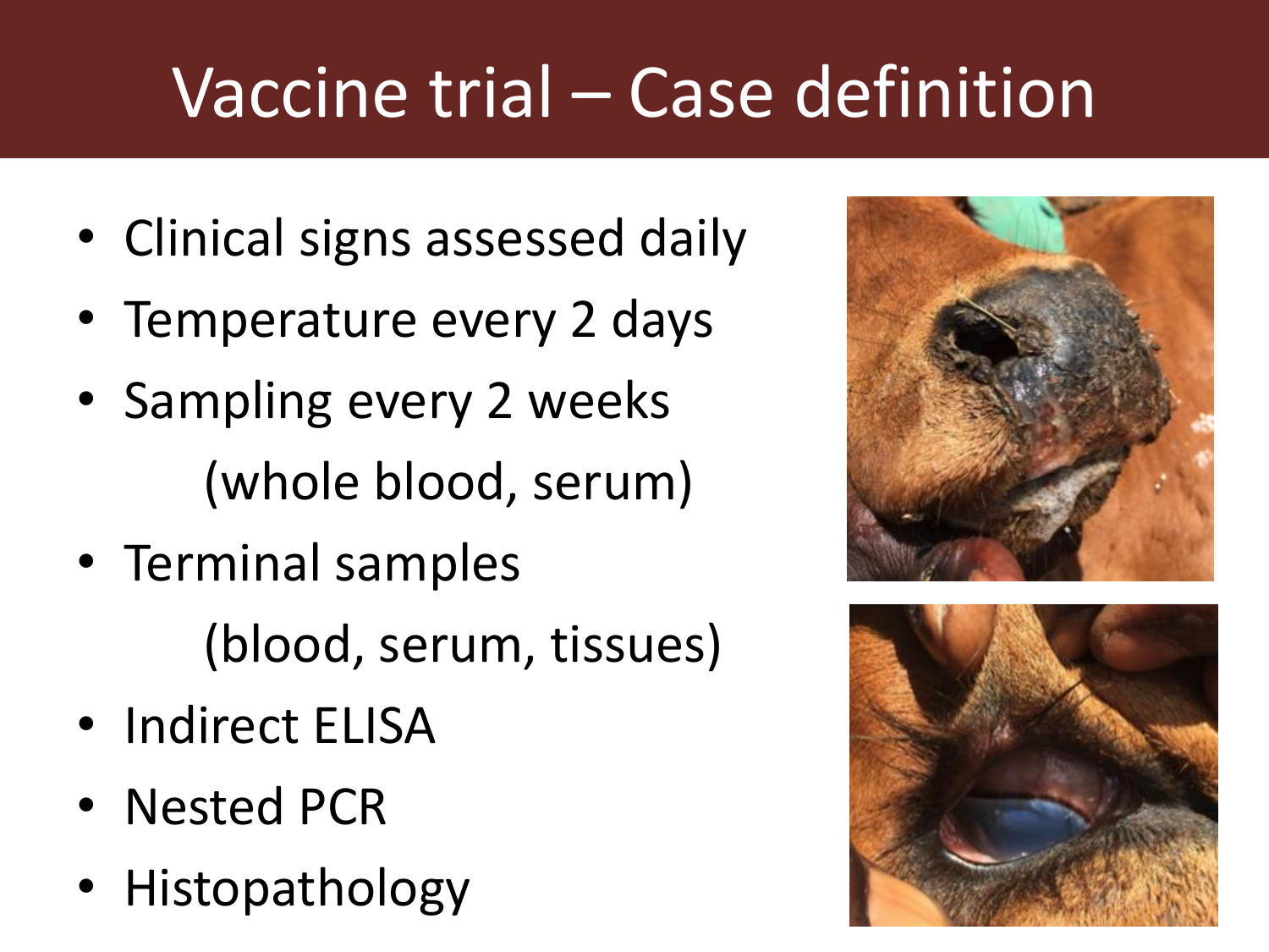# Vaccine trial – Case definition

- Clinical signs assessed daily
- Temperature every 2 days
- Sampling every 2 weeks
  (whole blood, serum)
- Terminal samples
  (blood, serum, tissues)
- Indirect ELISA
- Nested PCR
- Histopathology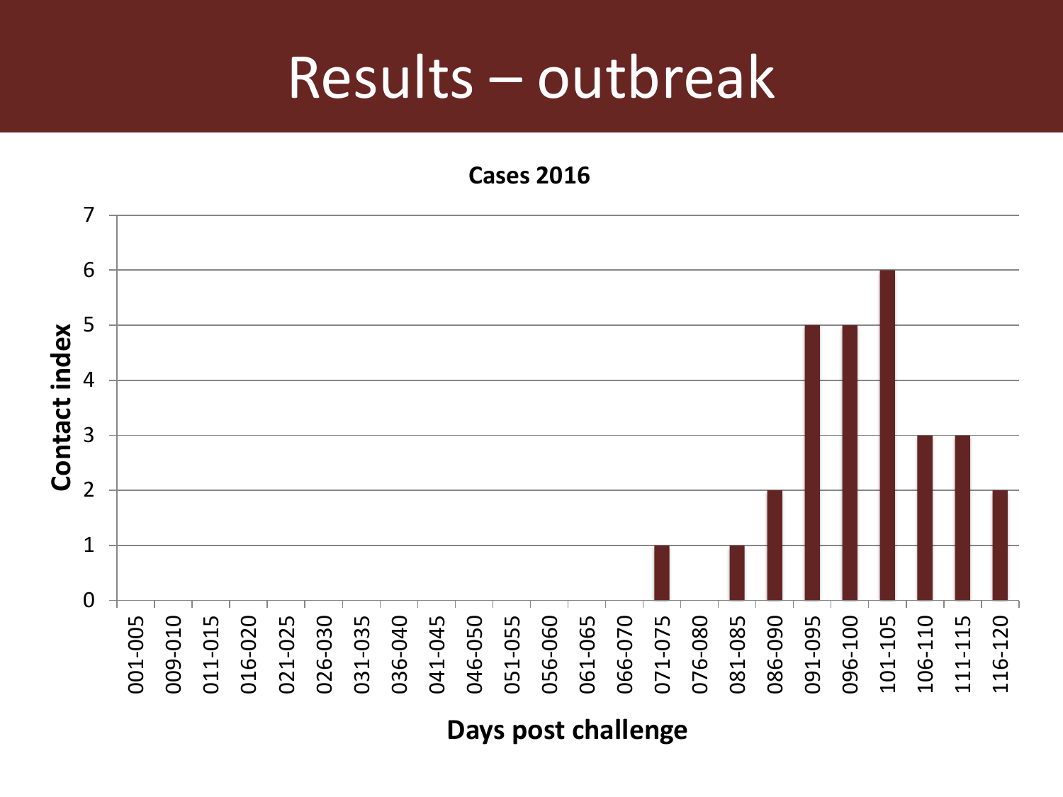# Results – outbreak

**Cases 2016**

| Days post challenge | Contact index |
|---|---|
| 001-005 | 0 |
| 009-010 | 0 |
| 011-015 | 0 |
| 016-020 | 0 |
| 021-025 | 0 |
| 026-030 | 0 |
| 031-035 | 0 |
| 036-040 | 0 |
| 041-045 | 0 |
| 046-050 | 0 |
| 051-055 | 0 |
| 056-060 | 0 |
| 061-065 | 0 |
| 066-070 | 0 |
| 071-075 | 1 |
| 076-080 | 0 |
| 081-085 | 1 |
| 086-090 | 2 |
| 091-095 | 5 |
| 096-100 | 5 |
| 101-105 | 6 |
| 106-110 | 3 |
| 111-115 | 3 |
| 116-120 | 2 |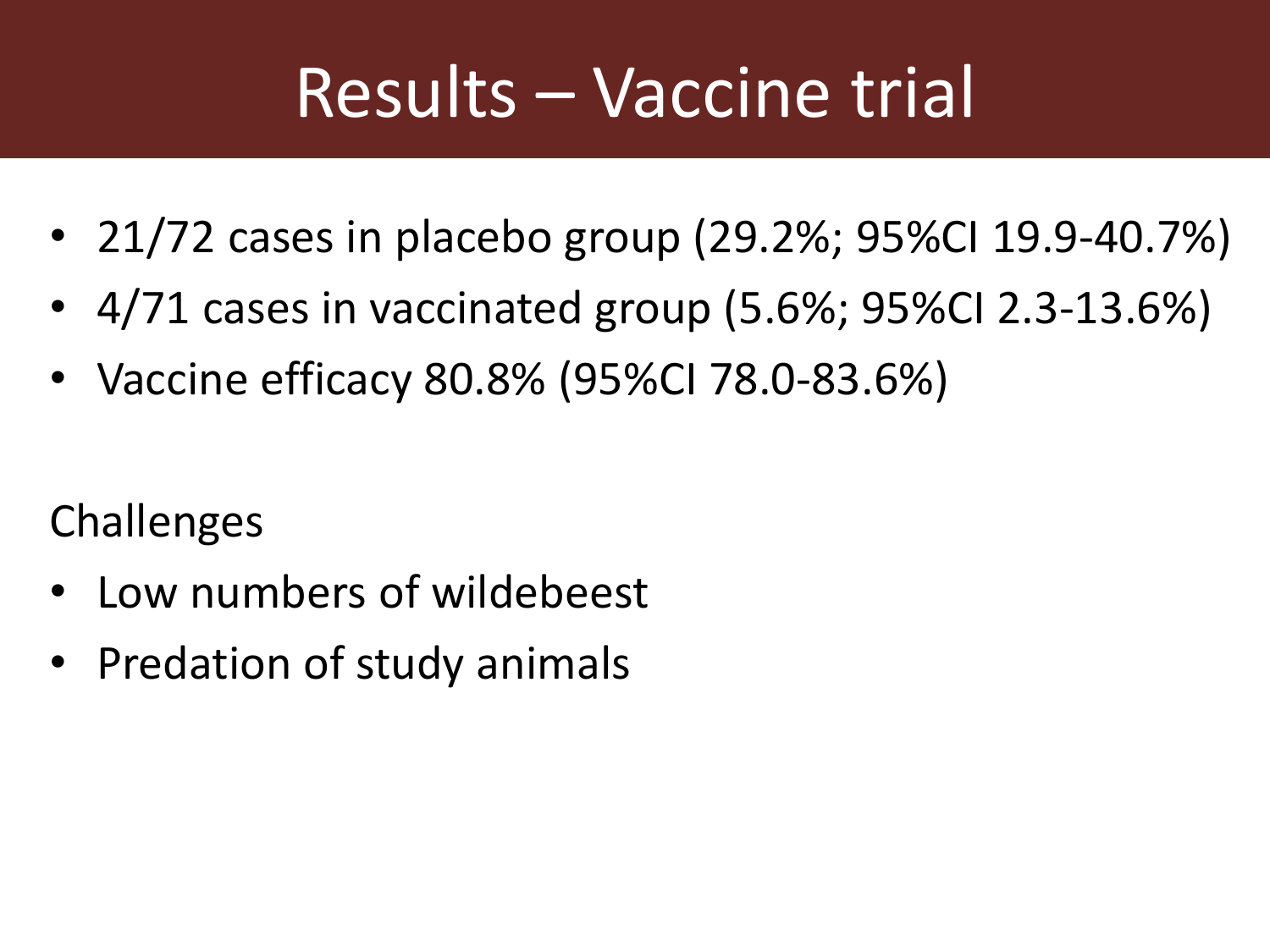# Results – Vaccine trial

- 21/72 cases in placebo group (29.2%; 95%CI 19.9-40.7%)
- 4/71 cases in vaccinated group (5.6%; 95%CI 2.3-13.6%)
- Vaccine efficacy 80.8% (95%CI 78.0-83.6%)

Challenges

- Low numbers of wildebeest
- Predation of study animals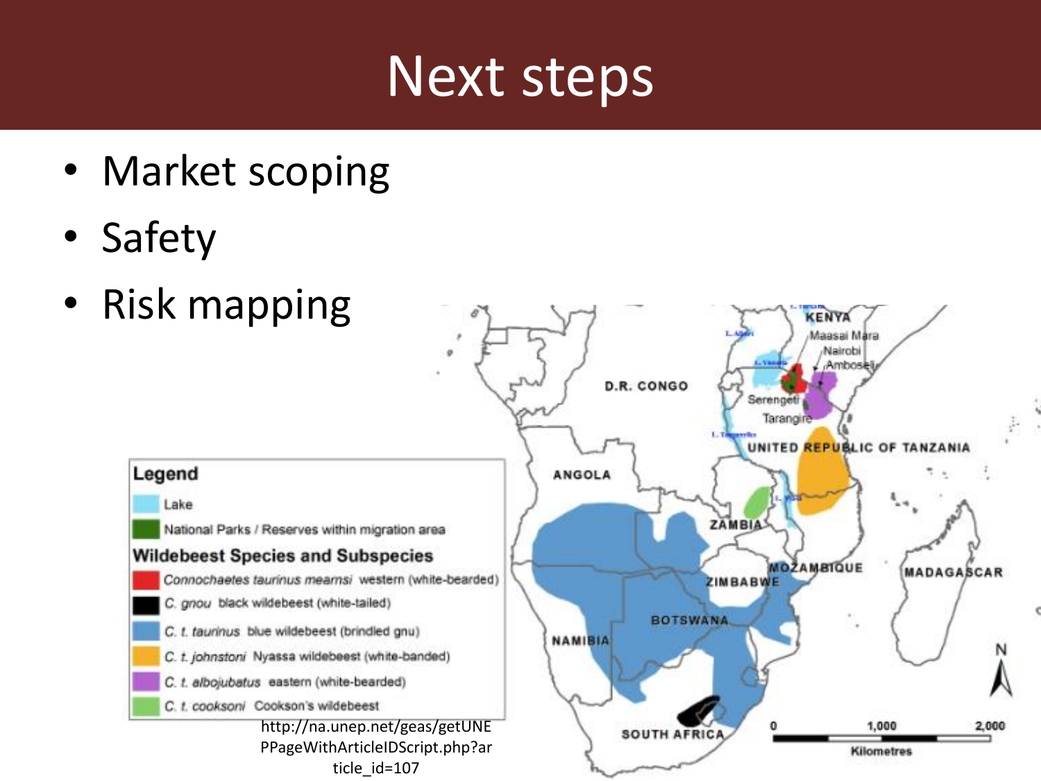# Next steps

- Market scoping
- Safety
- Risk mapping

Legend

Lake

National Parks / Reserves within migration area

Wildebeest Species and Subspecies

*Connochaetes taurinus mearnsi* western (white-bearded)

*C. gnou* black wildebeest (white-tailed)

*C. t. taurinus* blue wildebeest (brindled gnu)

*C. t. johnstoni* Nyassa wildebeest (white-banded)

*C. t. albojubatus* eastern (white-bearded)

*C. t. cooksoni* Cookson's wildebeest

KENYA

Maasai Mara

Nairobi

Amboseli

Serengeti

Tarangire

D.R. CONGO

UNITED REPUBLIC OF TANZANIA

ANGOLA

ZAMBIA

MOZAMBIQUE

MADAGASCAR

ZIMBABWE

BOTSWANA

NAMIBIA

SOUTH AFRICA

N

0 1,000 2,000

Kilometres

http://na.unep.net/geas/getUNEPPageWithArticleIDScript.php?article_id=107